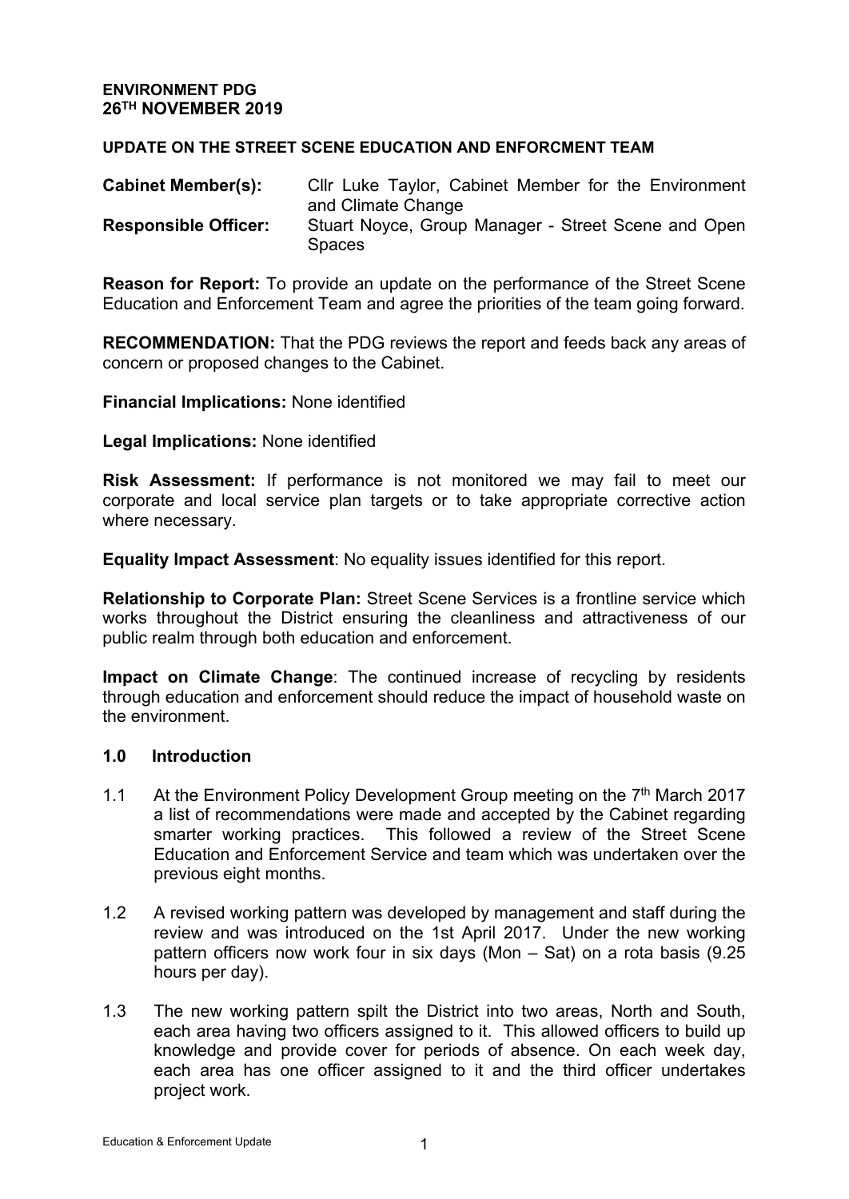**ENVIRONMENT PDG**
**26TH NOVEMBER 2019**

**UPDATE ON THE STREET SCENE EDUCATION AND ENFORCMENT TEAM**

**Cabinet Member(s):** Cllr Luke Taylor, Cabinet Member for the Environment and Climate Change
**Responsible Officer:** Stuart Noyce, Group Manager - Street Scene and Open Spaces

**Reason for Report:** To provide an update on the performance of the Street Scene Education and Enforcement Team and agree the priorities of the team going forward.

**RECOMMENDATION:** That the PDG reviews the report and feeds back any areas of concern or proposed changes to the Cabinet.

**Financial Implications:** None identified

**Legal Implications:** None identified

**Risk Assessment:** If performance is not monitored we may fail to meet our corporate and local service plan targets or to take appropriate corrective action where necessary.

**Equality Impact Assessment**: No equality issues identified for this report.

**Relationship to Corporate Plan:** Street Scene Services is a frontline service which works throughout the District ensuring the cleanliness and attractiveness of our public realm through both education and enforcement.

**Impact on Climate Change**: The continued increase of recycling by residents through education and enforcement should reduce the impact of household waste on the environment.

## 1.0 Introduction

1.1 At the Environment Policy Development Group meeting on the 7th March 2017 a list of recommendations were made and accepted by the Cabinet regarding smarter working practices. This followed a review of the Street Scene Education and Enforcement Service and team which was undertaken over the previous eight months.

1.2 A revised working pattern was developed by management and staff during the review and was introduced on the 1st April 2017. Under the new working pattern officers now work four in six days (Mon – Sat) on a rota basis (9.25 hours per day).

1.3 The new working pattern spilt the District into two areas, North and South, each area having two officers assigned to it. This allowed officers to build up knowledge and provide cover for periods of absence. On each week day, each area has one officer assigned to it and the third officer undertakes project work.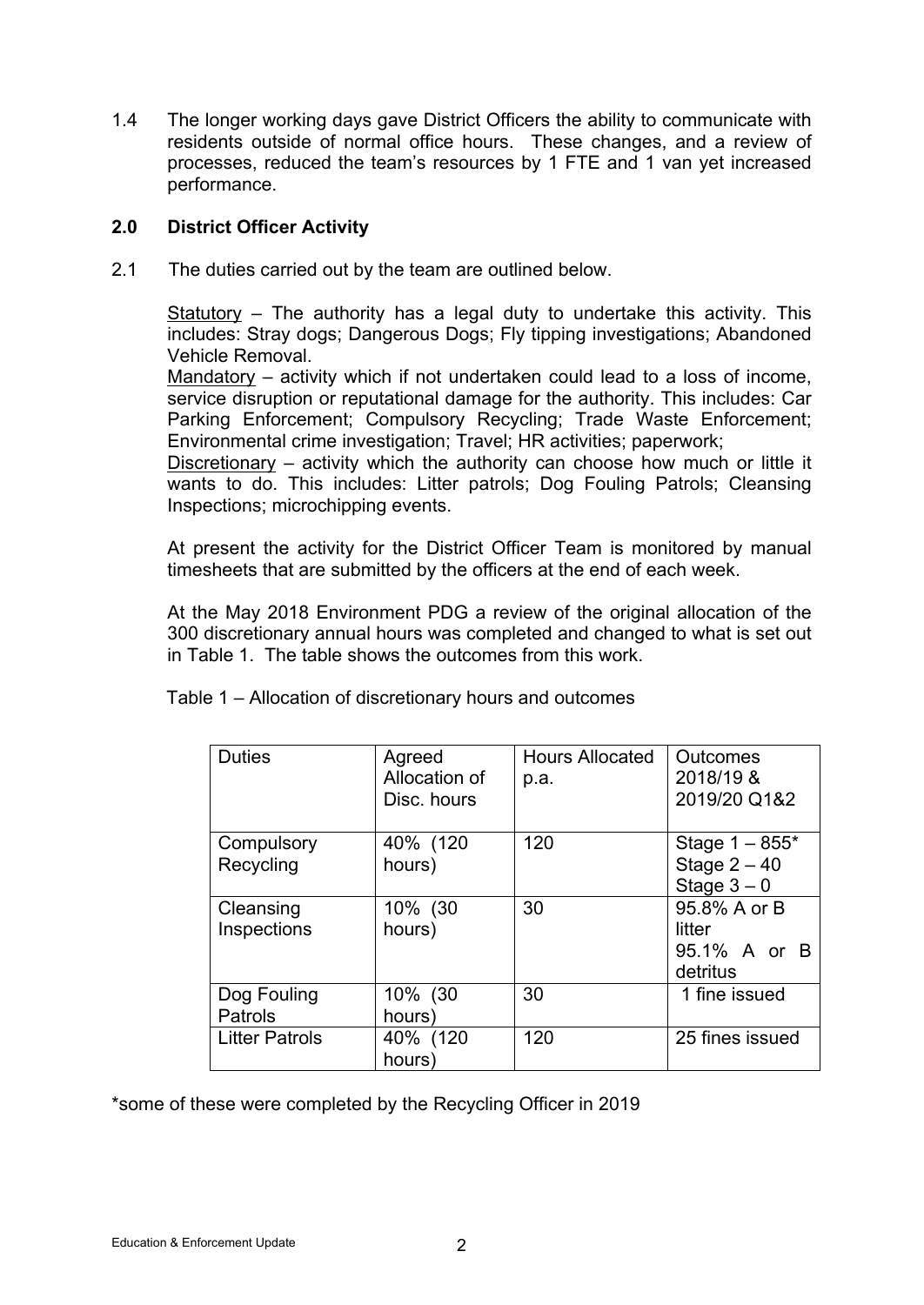1.4 The longer working days gave District Officers the ability to communicate with residents outside of normal office hours. These changes, and a review of processes, reduced the team's resources by 1 FTE and 1 van yet increased performance.

## 2.0 District Officer Activity

2.1 The duties carried out by the team are outlined below.

Statutory – The authority has a legal duty to undertake this activity. This includes: Stray dogs; Dangerous Dogs; Fly tipping investigations; Abandoned Vehicle Removal.

Mandatory – activity which if not undertaken could lead to a loss of income, service disruption or reputational damage for the authority. This includes: Car Parking Enforcement; Compulsory Recycling; Trade Waste Enforcement; Environmental crime investigation; Travel; HR activities; paperwork;

Discretionary – activity which the authority can choose how much or little it wants to do. This includes: Litter patrols; Dog Fouling Patrols; Cleansing Inspections; microchipping events.

At present the activity for the District Officer Team is monitored by manual timesheets that are submitted by the officers at the end of each week.

At the May 2018 Environment PDG a review of the original allocation of the 300 discretionary annual hours was completed and changed to what is set out in Table 1. The table shows the outcomes from this work.

Table 1 – Allocation of discretionary hours and outcomes

| Duties | Agreed Allocation of Disc. hours | Hours Allocated p.a. | Outcomes 2018/19 & 2019/20 Q1&2 |
|---|---|---|---|
| Compulsory Recycling | 40% (120 hours) | 120 | Stage 1 – 855*<br>Stage 2 – 40<br>Stage 3 – 0 |
| Cleansing Inspections | 10% (30 hours) | 30 | 95.8% A or B litter<br>95.1% A or B detritus |
| Dog Fouling Patrols | 10% (30 hours) | 30 | 1 fine issued |
| Litter Patrols | 40% (120 hours) | 120 | 25 fines issued |

*some of these were completed by the Recycling Officer in 2019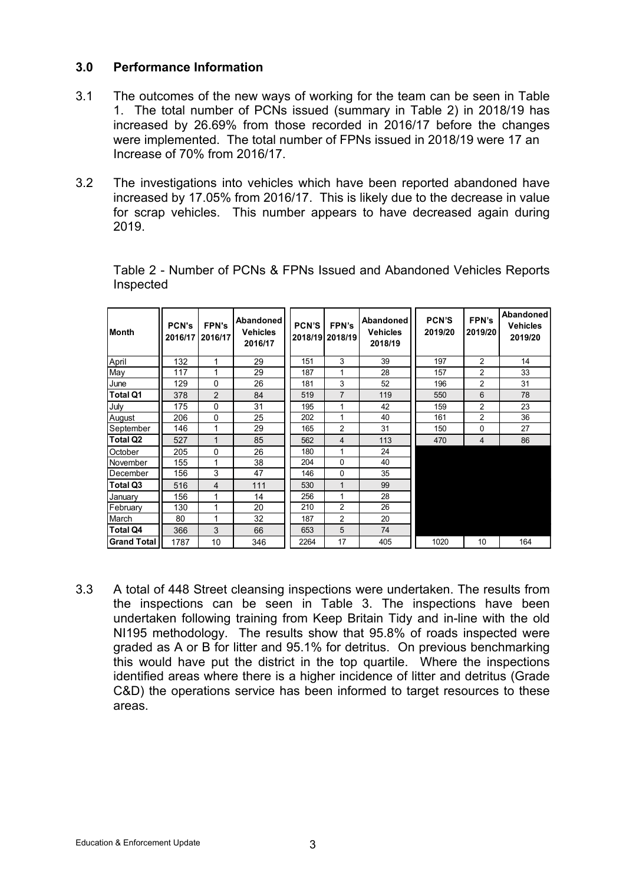## 3.0 Performance Information

3.1 The outcomes of the new ways of working for the team can be seen in Table 1. The total number of PCNs issued (summary in Table 2) in 2018/19 has increased by 26.69% from those recorded in 2016/17 before the changes were implemented. The total number of FPNs issued in 2018/19 were 17 an Increase of 70% from 2016/17.

3.2 The investigations into vehicles which have been reported abandoned have increased by 17.05% from 2016/17. This is likely due to the decrease in value for scrap vehicles. This number appears to have decreased again during 2019.

Table 2 - Number of PCNs & FPNs Issued and Abandoned Vehicles Reports Inspected

| Month | PCN's 2016/17 | FPN's 2016/17 | Abandoned Vehicles 2016/17 | PCN'S 2018/19 | FPN's 2018/19 | Abandoned Vehicles 2018/19 | PCN'S 2019/20 | FPN's 2019/20 | Abandoned Vehicles 2019/20 |
|---|---|---|---|---|---|---|---|---|---|
| April | 132 | 1 | 29 | 151 | 3 | 39 | 197 | 2 | 14 |
| May | 117 | 1 | 29 | 187 | 1 | 28 | 157 | 2 | 33 |
| June | 129 | 0 | 26 | 181 | 3 | 52 | 196 | 2 | 31 |
| **Total Q1** | 378 | 2 | 84 | 519 | 7 | 119 | 550 | 6 | 78 |
| July | 175 | 0 | 31 | 195 | 1 | 42 | 159 | 2 | 23 |
| August | 206 | 0 | 25 | 202 | 1 | 40 | 161 | 2 | 36 |
| September | 146 | 1 | 29 | 165 | 2 | 31 | 150 | 0 | 27 |
| **Total Q2** | 527 | 1 | 85 | 562 | 4 | 113 | 470 | 4 | 86 |
| October | 205 | 0 | 26 | 180 | 1 | 24 | | | |
| November | 155 | 1 | 38 | 204 | 0 | 40 | | | |
| December | 156 | 3 | 47 | 146 | 0 | 35 | | | |
| **Total Q3** | 516 | 4 | 111 | 530 | 1 | 99 | | | |
| January | 156 | 1 | 14 | 256 | 1 | 28 | | | |
| February | 130 | 1 | 20 | 210 | 2 | 26 | | | |
| March | 80 | 1 | 32 | 187 | 2 | 20 | | | |
| **Total Q4** | 366 | 3 | 66 | 653 | 5 | 74 | | | |
| **Grand Total** | 1787 | 10 | 346 | 2264 | 17 | 405 | 1020 | 10 | 164 |

3.3 A total of 448 Street cleansing inspections were undertaken. The results from the inspections can be seen in Table 3. The inspections have been undertaken following training from Keep Britain Tidy and in-line with the old NI195 methodology. The results show that 95.8% of roads inspected were graded as A or B for litter and 95.1% for detritus. On previous benchmarking this would have put the district in the top quartile. Where the inspections identified areas where there is a higher incidence of litter and detritus (Grade C&D) the operations service has been informed to target resources to these areas.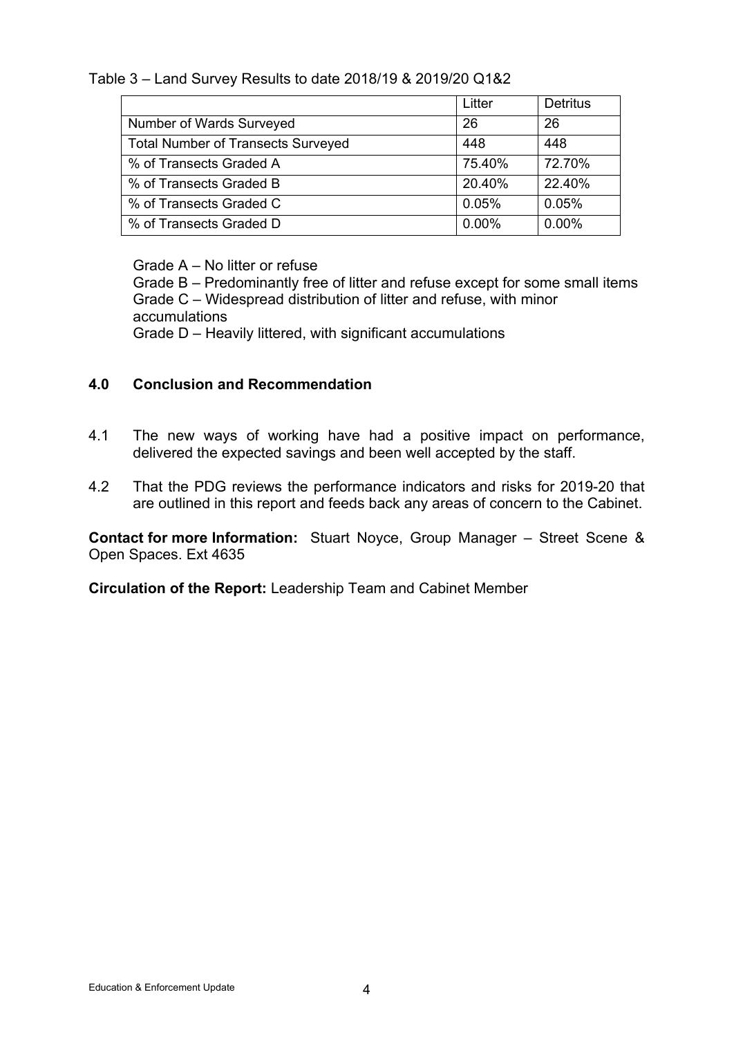Table 3 – Land Survey Results to date 2018/19 & 2019/20 Q1&2

| | Litter | Detritus |
|---|---|---|
| Number of Wards Surveyed | 26 | 26 |
| Total Number of Transects Surveyed | 448 | 448 |
| % of Transects Graded A | 75.40% | 72.70% |
| % of Transects Graded B | 20.40% | 22.40% |
| % of Transects Graded C | 0.05% | 0.05% |
| % of Transects Graded D | 0.00% | 0.00% |

Grade A – No litter or refuse
Grade B – Predominantly free of litter and refuse except for some small items
Grade C – Widespread distribution of litter and refuse, with minor accumulations
Grade D – Heavily littered, with significant accumulations

## 4.0 Conclusion and Recommendation

4.1 The new ways of working have had a positive impact on performance, delivered the expected savings and been well accepted by the staff.

4.2 That the PDG reviews the performance indicators and risks for 2019-20 that are outlined in this report and feeds back any areas of concern to the Cabinet.

**Contact for more Information:** Stuart Noyce, Group Manager – Street Scene & Open Spaces. Ext 4635

**Circulation of the Report:** Leadership Team and Cabinet Member